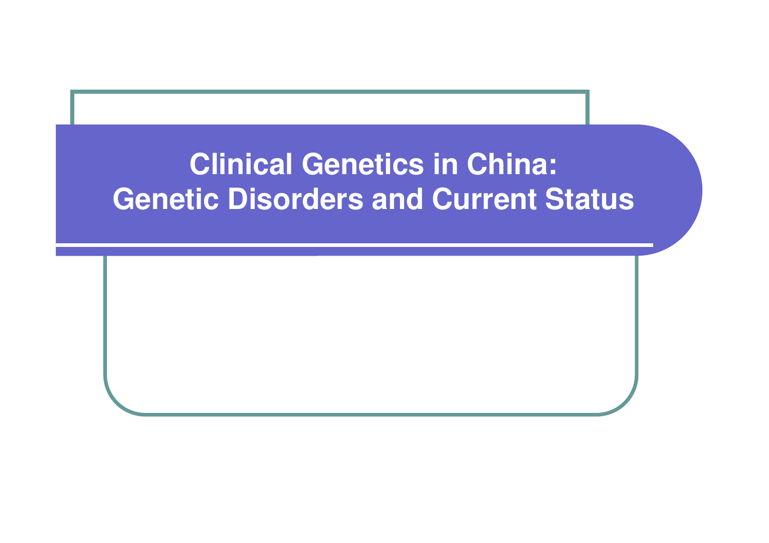# Clinical Genetics in China: Genetic Disorders and Current Status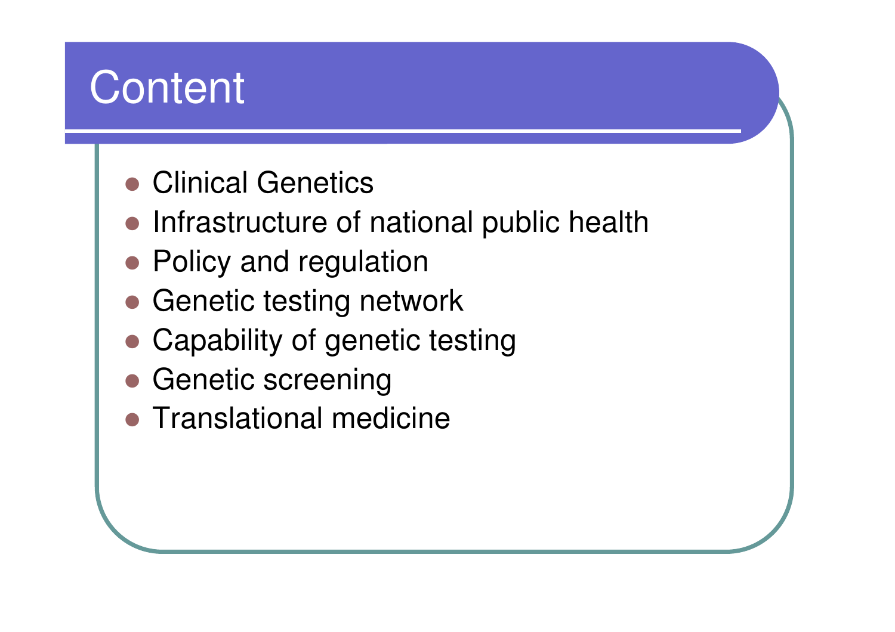# Content

- Clinical Genetics
- Infrastructure of national public health
- Policy and regulation
- Genetic testing network
- Capability of genetic testing
- Genetic screening
- Translational medicine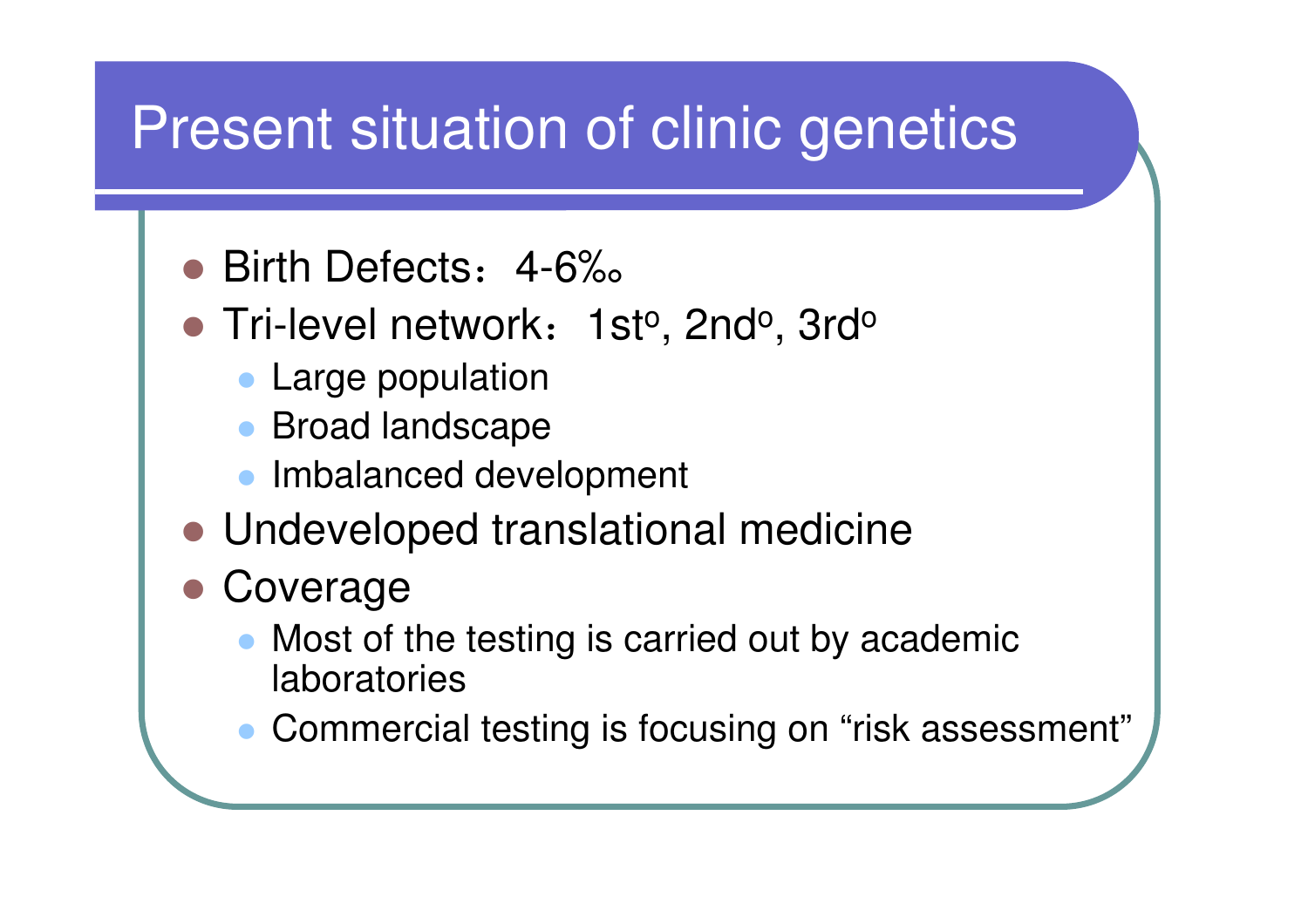# Present situation of clinic genetics

- Birth Defects：4-6‰
- Tri-level network：1st$^{o}$, 2nd$^{o}$, 3rd$^{o}$
  - Large population
  - Broad landscape
  - Imbalanced development
- Undeveloped translational medicine
- Coverage
  - Most of the testing is carried out by academic laboratories
  - Commercial testing is focusing on “risk assessment”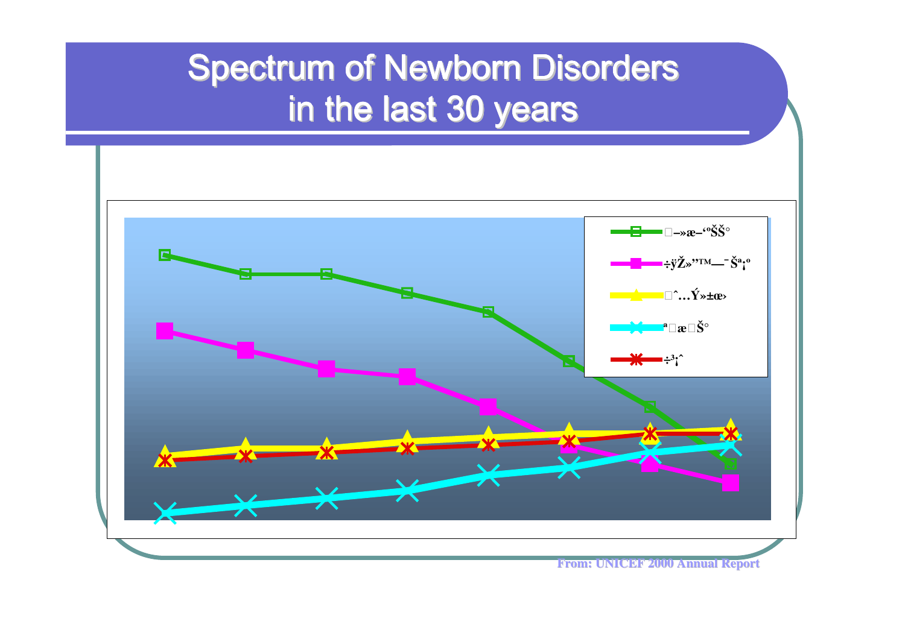# Spectrum of Newborn Disorders in the last 30 years

From: UNICEF 2000 Annual Report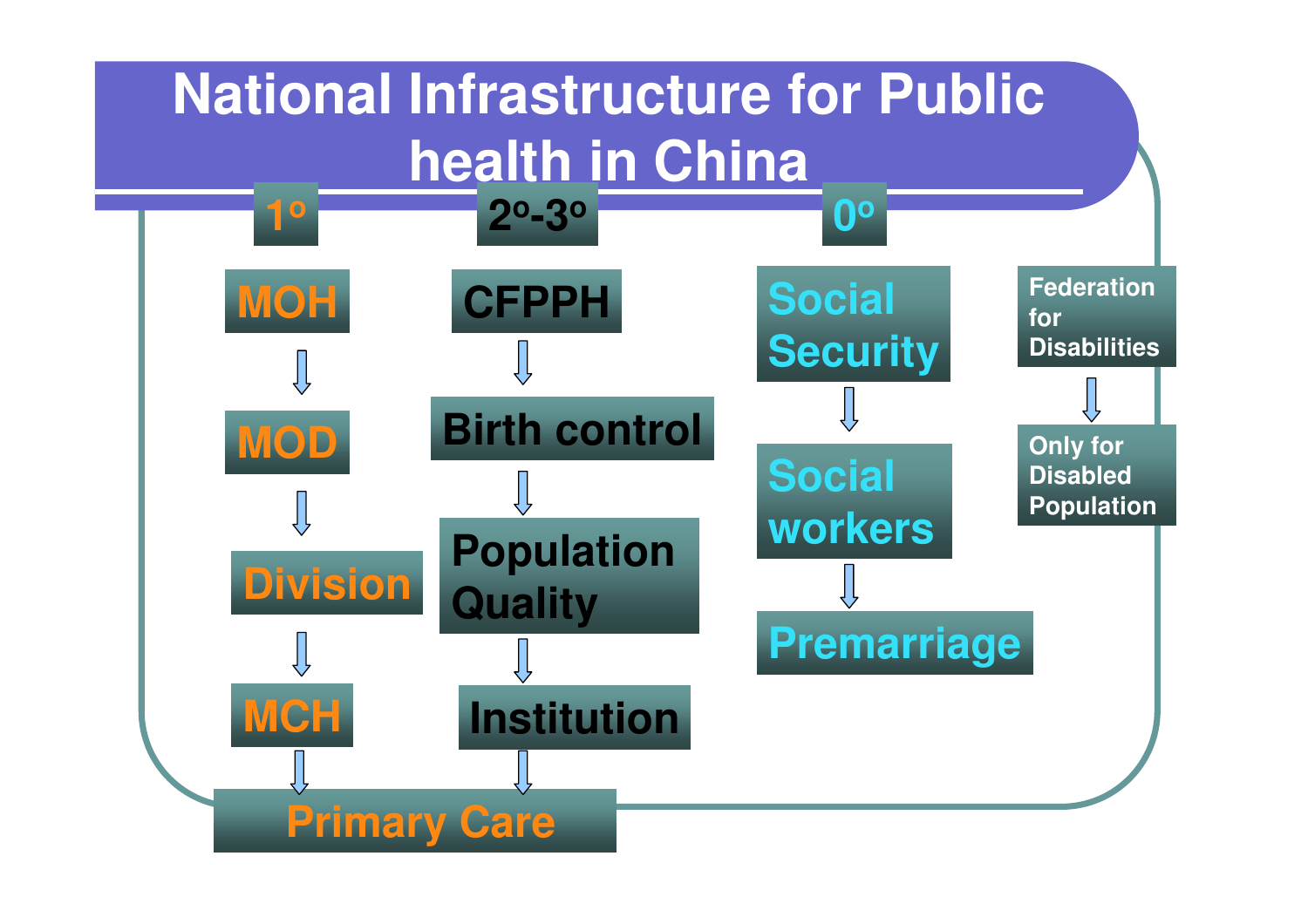# National Infrastructure for Public health in China

**1º**

- MOH
- ↓
- MOD
- ↓
- Division
- ↓
- MCH
- ↓
- Primary Care

**2º-3º**

- CFPPH
- ↓
- Birth control
- ↓
- Population Quality
- ↓
- Institution
- ↓
- Primary Care

**0º**

- Social Security
- ↓
- Social workers
- ↓
- Premarriage

- Federation for Disabilities
- ↓
- Only for Disabled Population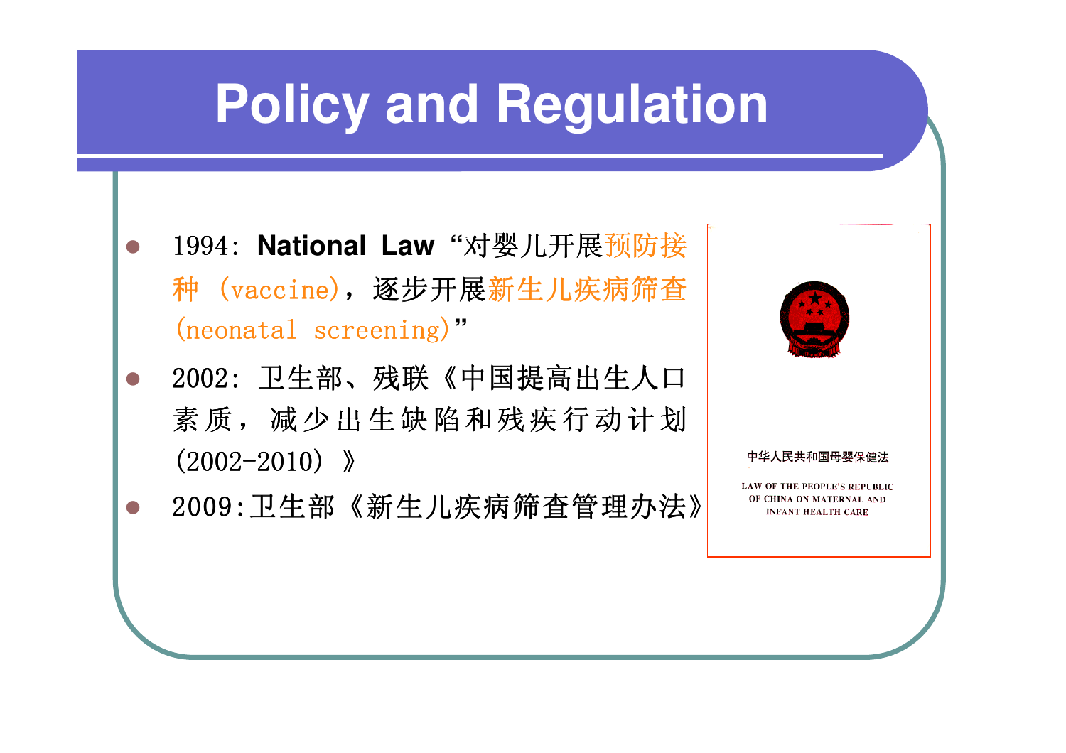# Policy and Regulation

- 1994: **National Law** “对婴儿开展预防接种 (vaccine)，逐步开展新生儿疾病筛查 (neonatal screening)”
- 2002: 卫生部、残联《中国提高出生人口素质，减少出生缺陷和残疾行动计划 (2002-2010) 》
- 2009:卫生部《新生儿疾病筛查管理办法》

中华人民共和国母婴保健法

LAW OF THE PEOPLE'S REPUBLIC OF CHINA ON MATERNAL AND INFANT HEALTH CARE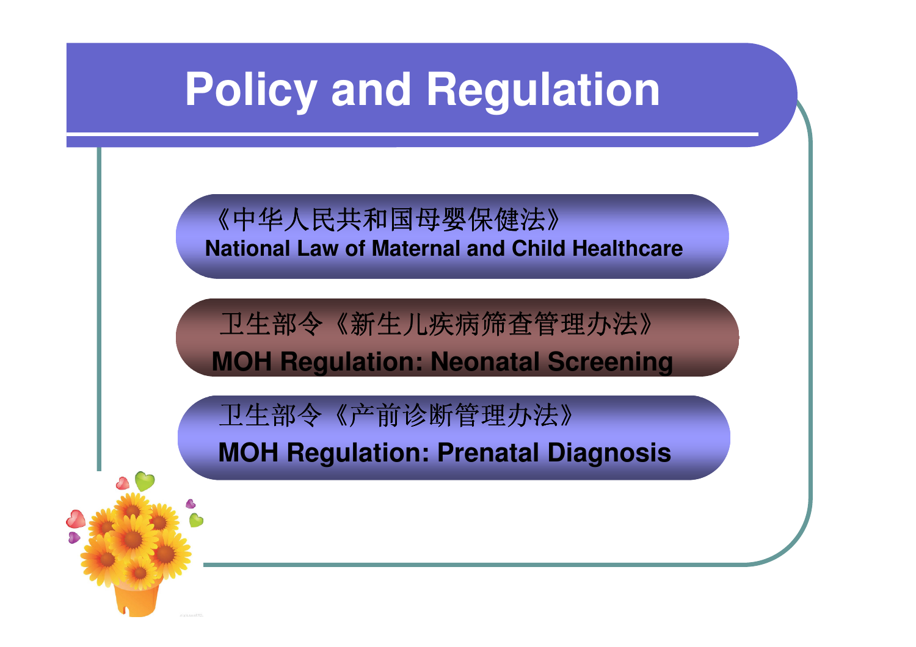# Policy and Regulation

《中华人民共和国母婴保健法》
**National Law of Maternal and Child Healthcare**

卫生部令《新生儿疾病筛查管理办法》
**MOH Regulation: Neonatal Screening**

卫生部令《产前诊断管理办法》
**MOH Regulation: Prenatal Diagnosis**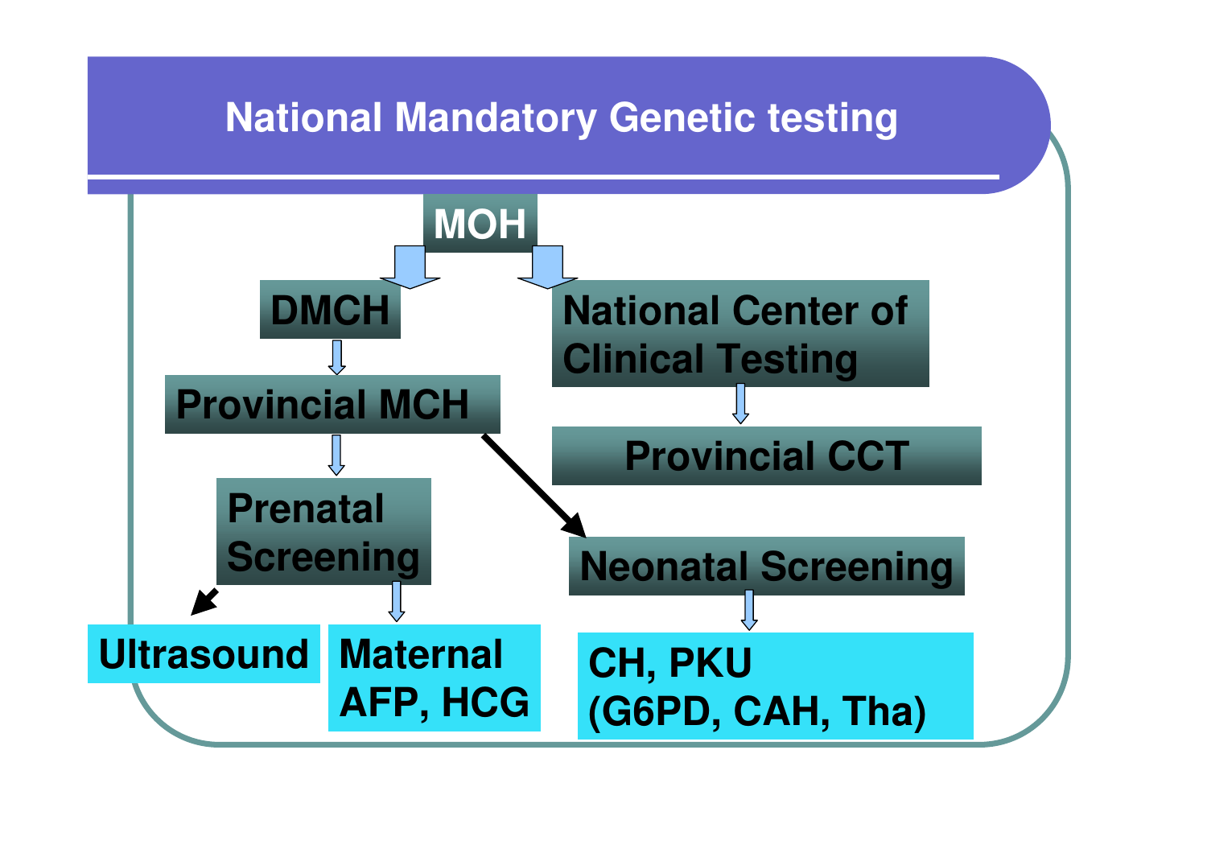# National Mandatory Genetic testing

- MOH
  - DMCH
    - Provincial MCH
      - Prenatal Screening
        - Ultrasound
        - Maternal AFP, HCG
      - Neonatal Screening
        - CH, PKU (G6PD, CAH, Tha)
  - National Center of Clinical Testing
    - Provincial CCT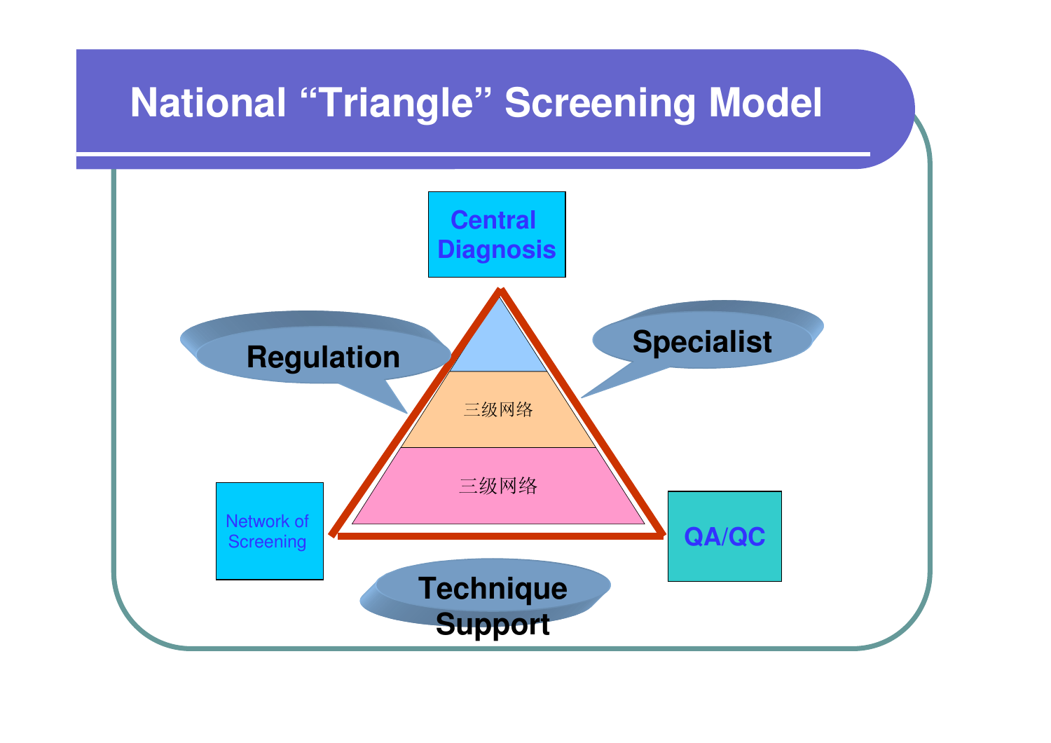# National "Triangle" Screening Model

Central Diagnosis

Regulation

Specialist

三级网络

三级网络

Network of Screening

QA/QC

Technique Support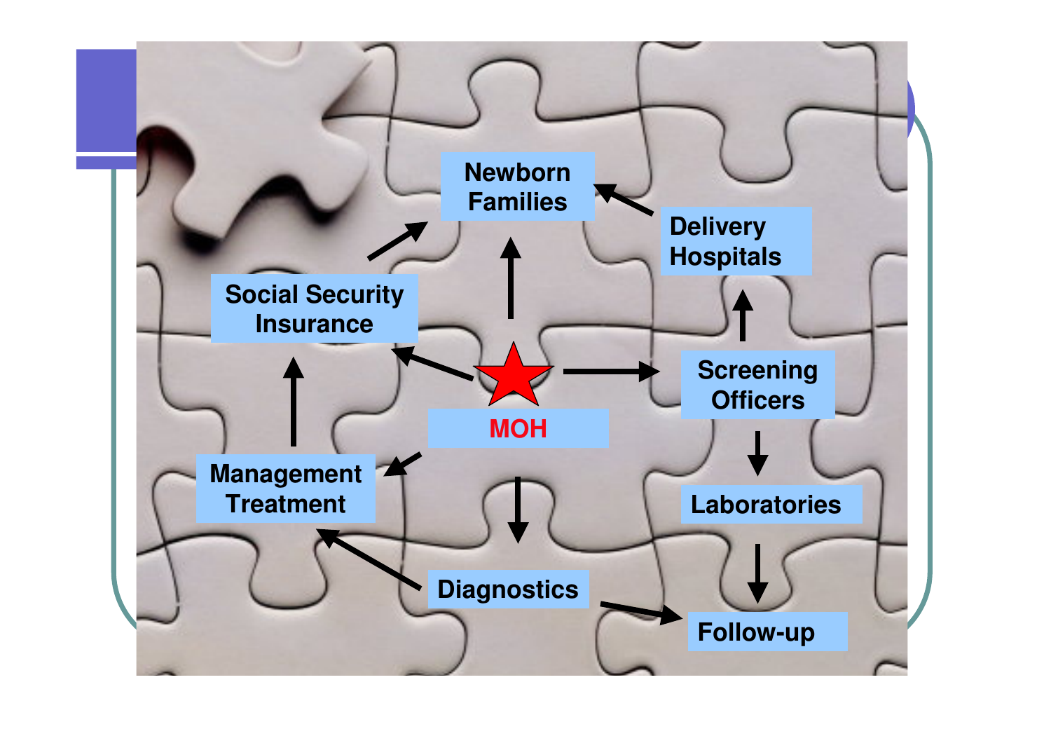Newborn Families

Delivery Hospitals

Social Security Insurance

MOH

Screening Officers

Management Treatment

Laboratories

Diagnostics

Follow-up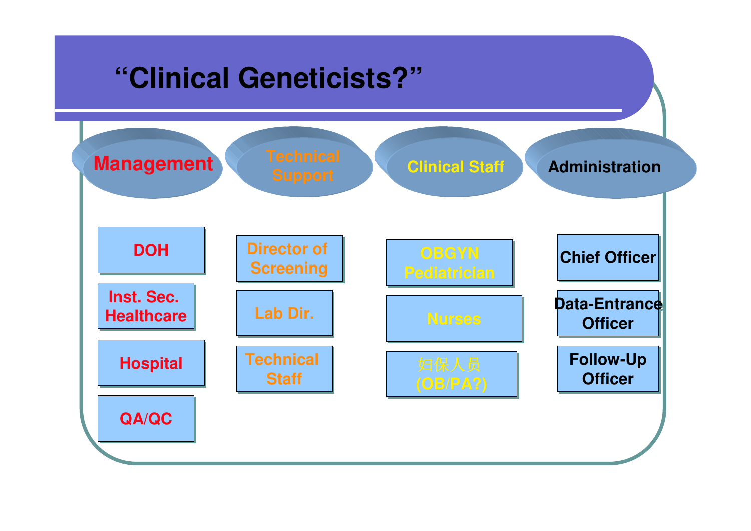# "Clinical Geneticists?"

| Management | Technical Support | Clinical Staff | Administration |
| --- | --- | --- | --- |
| DOH | Director of Screening | OBGYN Pediatrician | Chief Officer |
| Inst. Sec. Healthcare | Lab Dir. | Nurses | Data-Entrance Officer |
| Hospital | Technical Staff | 妇保人员 (OB/PA?) | Follow-Up Officer |
| QA/QC | | | |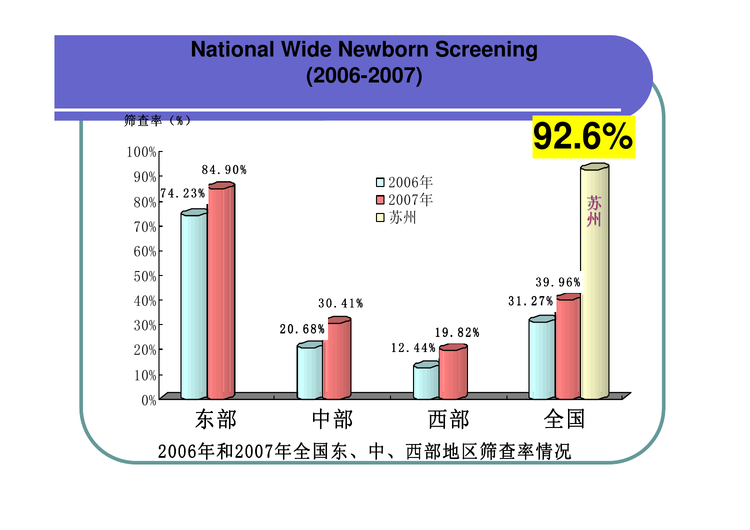# National Wide Newborn Screening (2006-2007)

筛查率（%）

| 地区 | 2006年 | 2007年 | 苏州 |
| --- | --- | --- | --- |
| 东部 | 74.23% | 84.90% | |
| 中部 | 20.68% | 30.41% | |
| 西部 | 12.44% | 19.82% | |
| 全国 | 31.27% | 39.96% | 92.6% |

2006年和2007年全国东、中、西部地区筛查率情况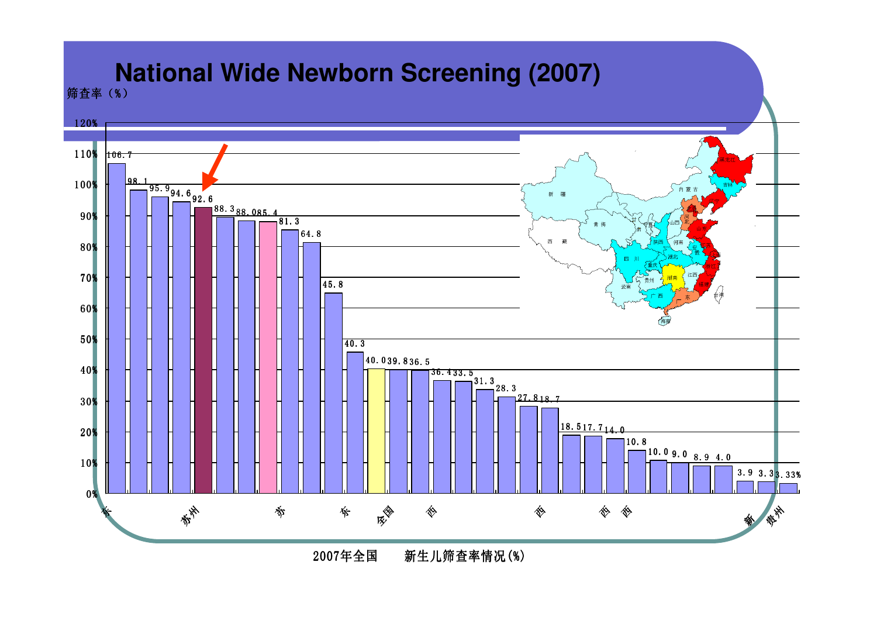# National Wide Newborn Screening (2007)

筛查率（%）

120%
110%
100%
90%
80%
70%
60%
50%
40%
30%
20%
10%
0%

106.7 98.1 95.9 94.6 92.6 88.3 88.0 85.4 81.3 64.8 45.8 40.3 40.0 39.8 36.5 36.4 33.5 31.3 28.3 27.8 18.7 18.5 17.7 14.0 10.8 10.0 9.0 8.9 4.0 3.9 3.3 3.33%

东 苏州 苏 东 全国 西 西 西 西 新 贵州

新 疆 内 蒙 古 黑龙江 吉林 辽宁 青 海 甘 肃 宁夏 山西 河北 北京 天津 山东 西 藏 陕西 河南 江苏 安徽 上海 四 川 湖北 重庆 浙江 贵州 湖南 江西 福建 云南 广 西 广 东 台湾 海南

2007年全国　　新生儿筛查率情况(%)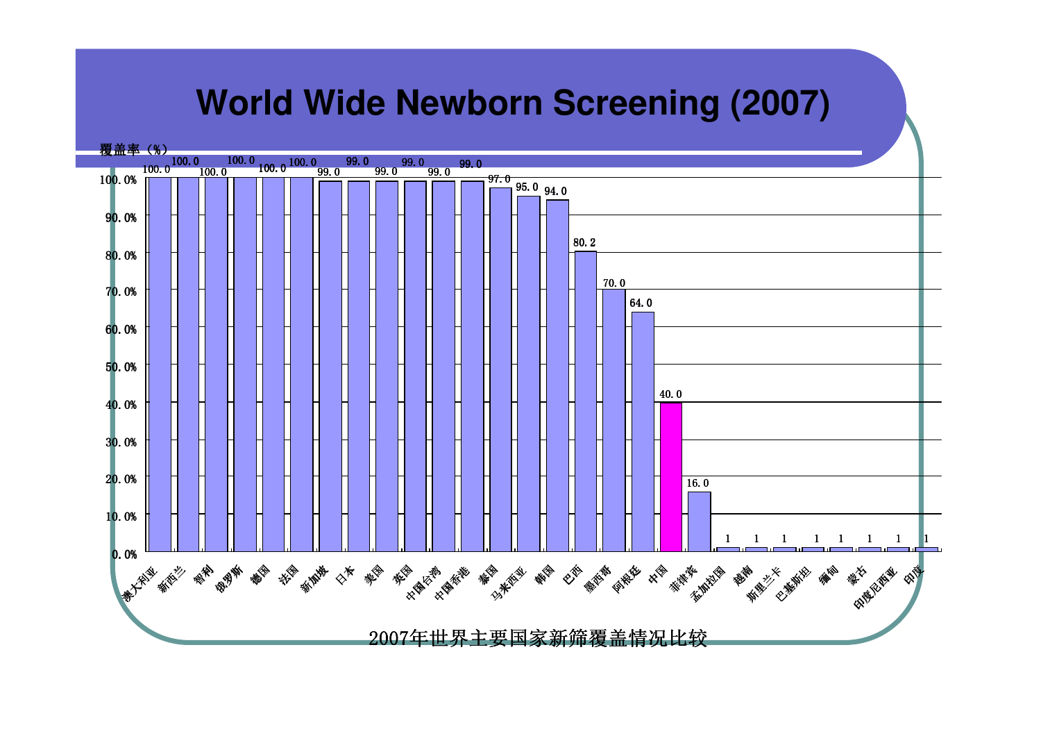# World Wide Newborn Screening (2007)

覆盖率（%）

| 国家/地区 | 覆盖率（%） |
|---|---|
| 澳大利亚 | 100.0 |
| 新西兰 | 100.0 |
| 智利 | 100.0 |
| 俄罗斯 | 100.0 |
| 德国 | 100.0 |
| 法国 | 100.0 |
| 新加坡 | 99.0 |
| 日本 | 99.0 |
| 美国 | 99.0 |
| 英国 | 99.0 |
| 中国台湾 | 99.0 |
| 中国香港 | 99.0 |
| 泰国 | 97.0 |
| 马来西亚 | 95.0 |
| 韩国 | 94.0 |
| 巴西 | 80.2 |
| 墨西哥 | 70.0 |
| 阿根廷 | 64.0 |
| 中国 | 40.0 |
| 菲律宾 | 16.0 |
| 孟加拉国 | 1 |
| 越南 | 1 |
| 斯里兰卡 | 1 |
| 巴基斯坦 | 1 |
| 缅甸 | 1 |
| 蒙古 | 1 |
| 印度尼西亚 | 1 |
| 印度 | 1 |

2007年世界主要国家新筛覆盖情况比较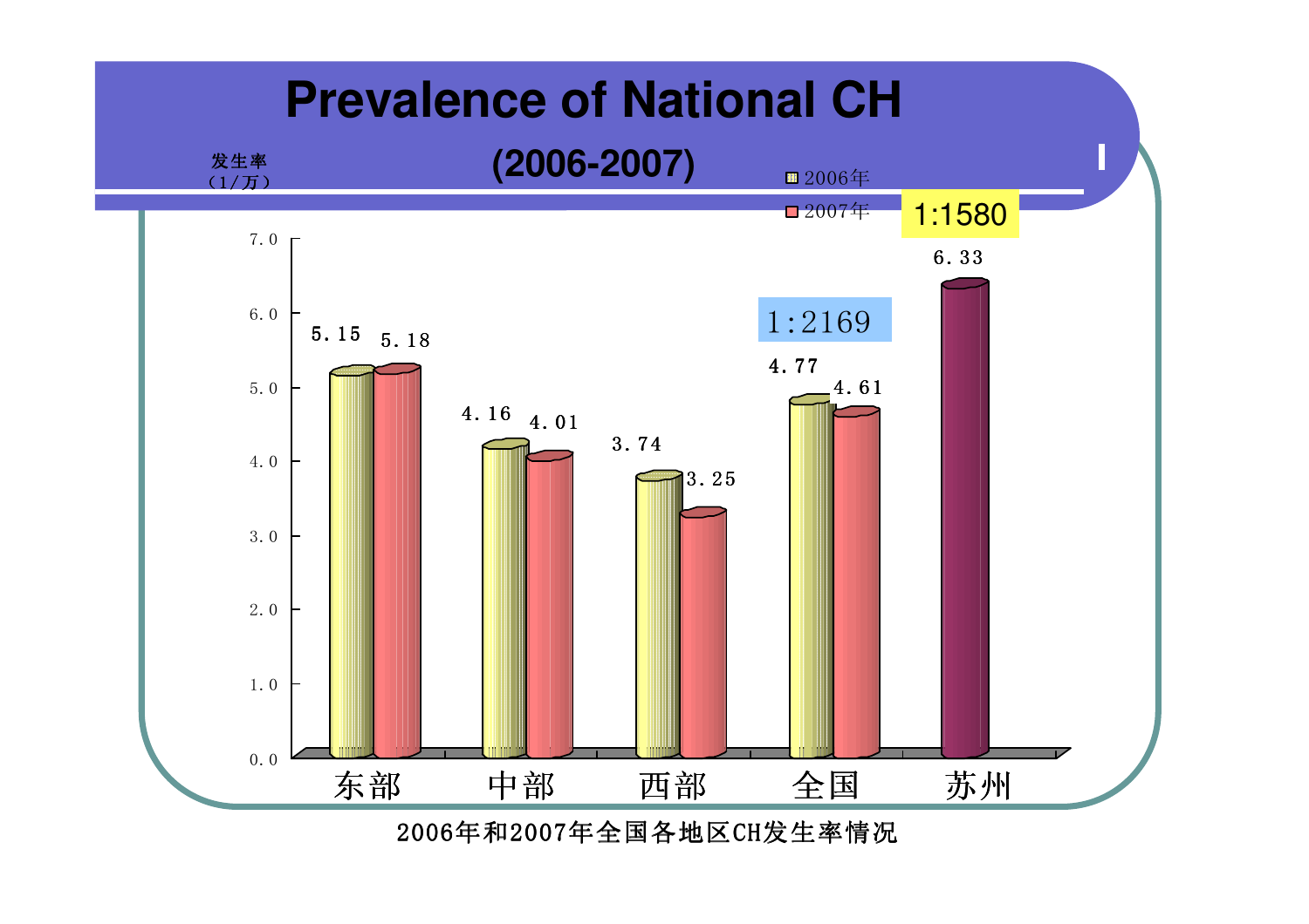# Prevalence of National CH

## (2006-2007)

发生率（1/万）

| 地区 | 2006年 | 2007年 |
|---|---|---|
| 东部 | 5.15 | 5.18 |
| 中部 | 4.16 | 4.01 |
| 西部 | 3.74 | 3.25 |
| 全国 | 4.77 | 4.61 |
| 苏州 | | 6.33 |

1:2169

1:1580

2006年和2007年全国各地区CH发生率情况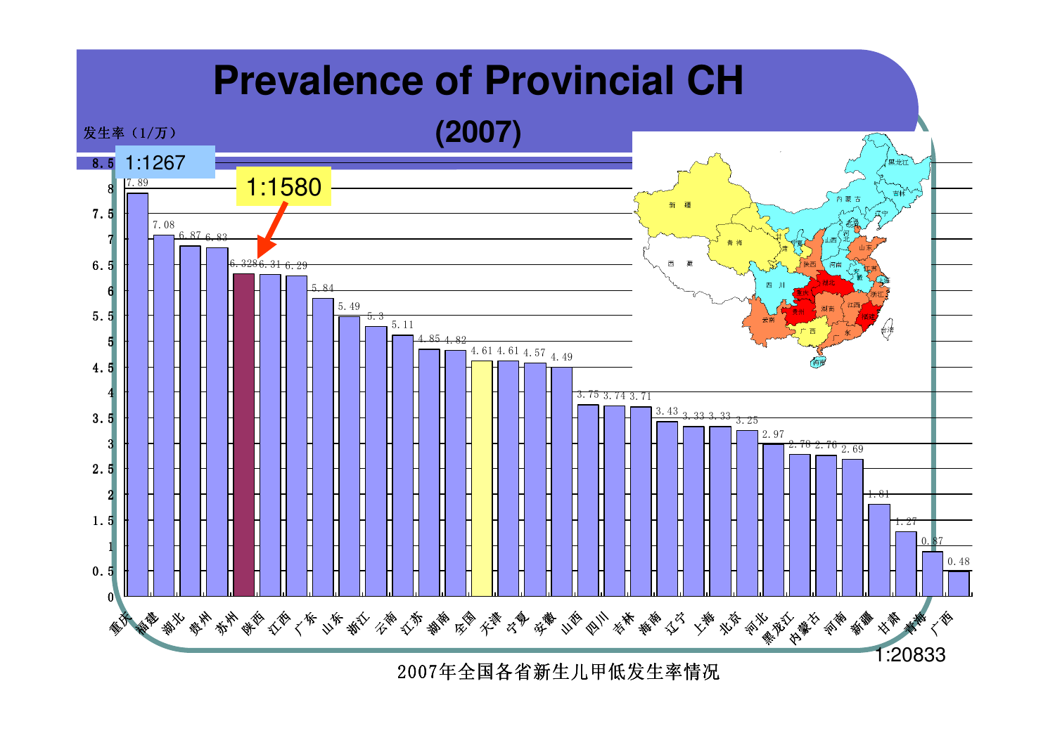# Prevalence of Provincial CH

## (2007)

发生率（1/万）

1:1267

1:1580

1:20833

| 省份 | 发生率（1/万） |
| --- | --- |
| 重庆 | 7.89 |
| 福建 | 7.08 |
| 湖北 | 6.87 |
| 贵州 | 6.83 |
| 苏州 | 6.328 |
| 陕西 | 6.31 |
| 江西 | 6.29 |
| 广东 | 5.84 |
| 山东 | 5.49 |
| 浙江 | 5.3 |
| 云南 | 5.11 |
| 江苏 | 4.85 |
| 湖南 | 4.82 |
| 全国 | 4.61 |
| 天津 | 4.61 |
| 宁夏 | 4.57 |
| 安徽 | 4.49 |
| 山西 | 3.75 |
| 四川 | 3.74 |
| 吉林 | 3.71 |
| 海南 | 3.43 |
| 辽宁 | 3.33 |
| 上海 | 3.33 |
| 北京 | 3.25 |
| 河北 | 2.97 |
| 黑龙江 | 2.78 |
| 内蒙古 | 2.76 |
| 河南 | 2.69 |
| 新疆 | 1.81 |
| 甘肃 | 1.27 |
| 青海 | 0.87 |
| 广西 | 0.48 |

2007年全国各省新生儿甲低发生率情况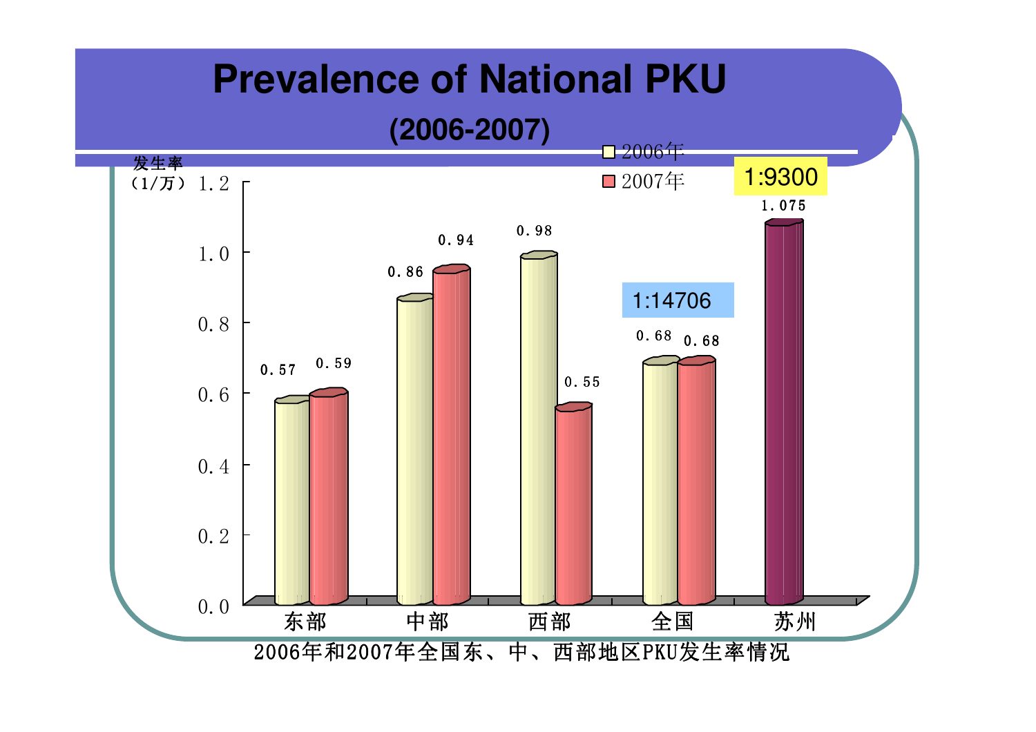# Prevalence of National PKU

## (2006-2007)

发生率（1/万）

| | 东部 | 中部 | 西部 | 全国 | 苏州 |
|---|---|---|---|---|---|
| 2006年 | 0.57 | 0.86 | 0.98 | 0.68 | |
| 2007年 | 0.59 | 0.94 | 0.55 | 0.68 | 1.075 |

全国：1:14706

苏州：1:9300

2006年和2007年全国东、中、西部地区PKU发生率情况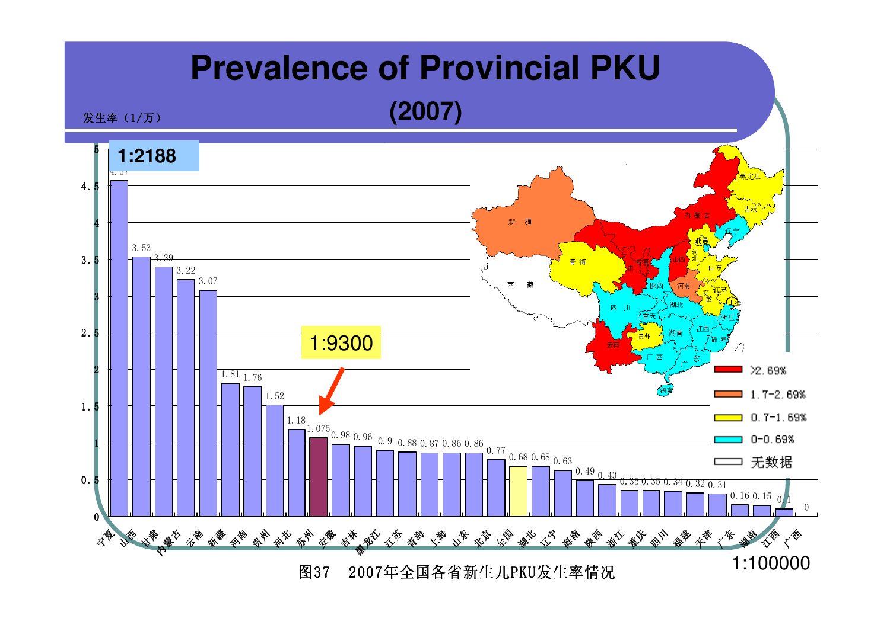# Prevalence of Provincial PKU

## (2007)

发生率（1/万）

1:2188

1:9300

1:100000

| 省份 | 发生率（1/万） |
|---|---|
| 宁夏 | 4.57 |
| 山西 | 3.53 |
| 甘肃 | 3.39 |
| 内蒙古 | 3.22 |
| 云南 | 3.07 |
| 新疆 | 1.81 |
| 河南 | 1.76 |
| 贵州 | 1.52 |
| 河北 | 1.18 |
| 苏州 | 1.075 |
| 安徽 | 0.98 |
| 吉林 | 0.96 |
| 黑龙江 | 0.9 |
| 江苏 | 0.88 |
| 青海 | 0.87 |
| 上海 | 0.86 |
| 山东 | 0.86 |
| 北京 | 0.77 |
| 全国 | 0.68 |
| 湖北 | 0.68 |
| 辽宁 | 0.63 |
| 海南 | 0.49 |
| 陕西 | 0.43 |
| 浙江 | 0.35 |
| 重庆 | 0.35 |
| 四川 | 0.34 |
| 福建 | 0.32 |
| 天津 | 0.31 |
| 广东 | 0.16 |
| 湖南 | 0.15 |
| 江西 | 0.1 |
| 广西 | 0 |

图例：>2.69% ；1.7-2.69% ；0.7-1.69% ；0-0.69% ；无数据

图37　2007年全国各省新生儿PKU发生率情况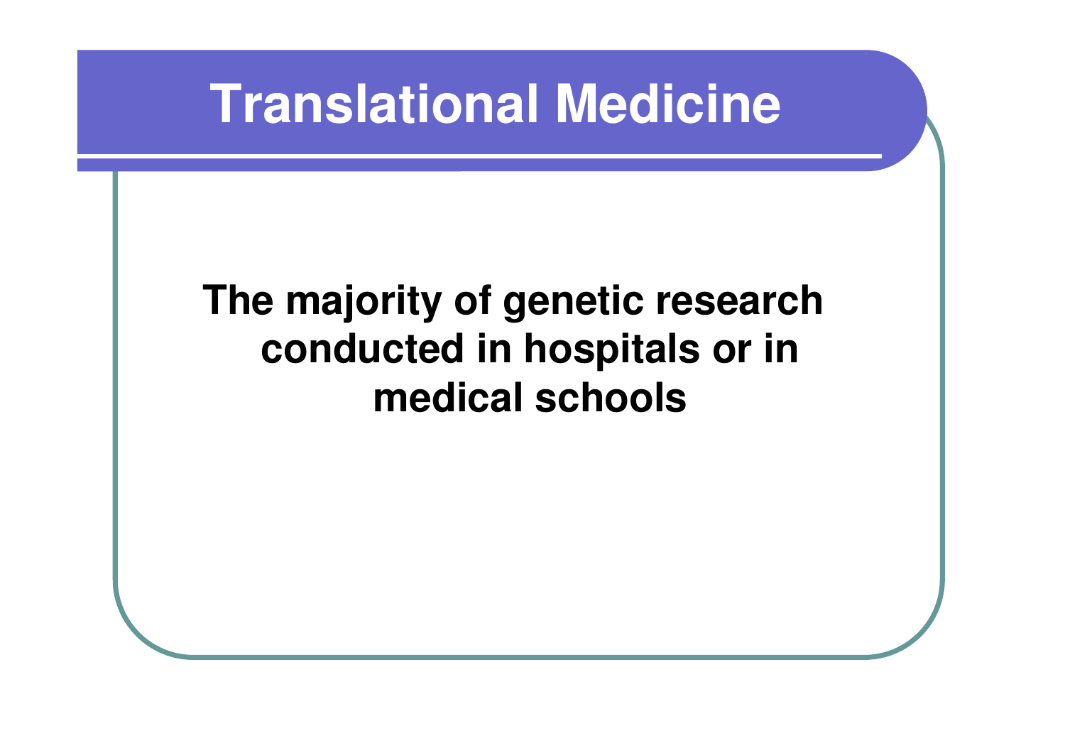# Translational Medicine

**The majority of genetic research conducted in hospitals or in medical schools**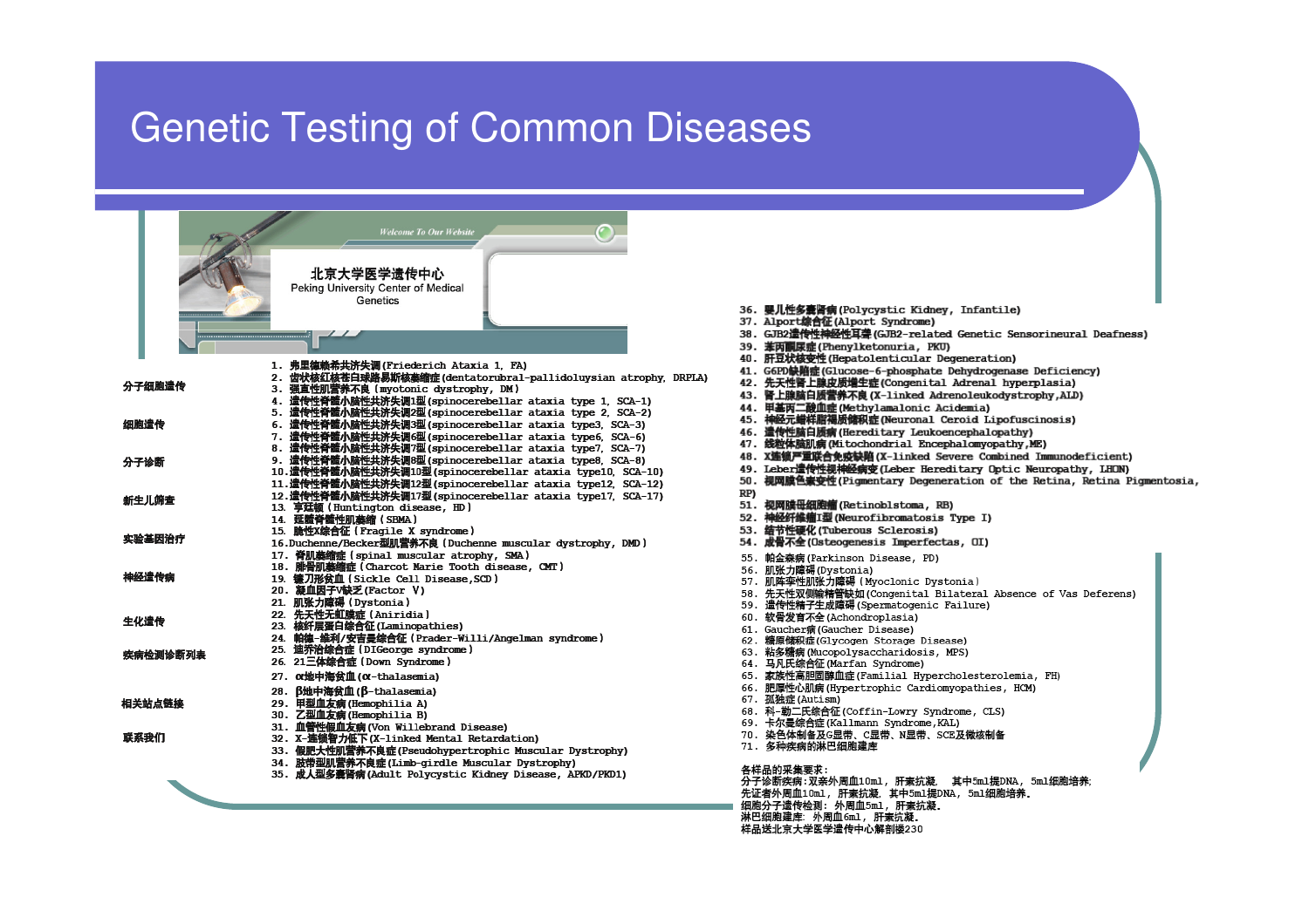# Genetic Testing of Common Diseases

北京大学医学遗传中心
Peking University Center of Medical Genetics

Welcome To Our Website

分子细胞遗传
细胞遗传
分子诊断
新生儿筛查
实验基因治疗
神经遗传病
生化遗传
疾病检测诊断列表
相关站点链接
联系我们

1. 弗里德赖希共济失调 (Friederich Ataxia 1, FA)
2. 齿状核红核苍白球路易斯核萎缩症 (dentatorubral-pallidoluysian atrophy, DRPLA)
3. 强直性肌营养不良 (myotonic dystrophy, DM)
4. 遗传性脊髓小脑性共济失调1型 (spinocerebellar ataxia type 1, SCA-1)
5. 遗传性脊髓小脑性共济失调2型 (spinocerebellar ataxia type 2, SCA-2)
6. 遗传性脊髓小脑性共济失调3型 (spinocerebellar ataxia type3, SCA-3)
7. 遗传性脊髓小脑性共济失调6型 (spinocerebellar ataxia type6, SCA-6)
8. 遗传性脊髓小脑性共济失调7型 (spinocerebellar ataxia type7, SCA-7)
9. 遗传性脊髓小脑性共济失调8型 (spinocerebellar ataxia type8, SCA-8)
10. 遗传性脊髓小脑性共济失调10型 (spinocerebellar ataxia type10, SCA-10)
11. 遗传性脊髓小脑性共济失调12型 (spinocerebellar ataxia type12, SCA-12)
12. 遗传性脊髓小脑性共济失调17型 (spinocerebellar ataxia type17, SCA-17)
13. 亨廷顿 (Huntington disease, HD)
14. 延髓脊髓性肌萎缩 (SBMA)
15. 脆性X综合征 (Fragile X syndrome)
16. Duchenne/Becker型肌营养不良 (Duchenne muscular dystrophy, DMD)
17. 脊肌萎缩症 (spinal muscular atrophy, SMA)
18. 腓骨肌萎缩症 (Charcot Marie Tooth disease, CMT)
19. 镰刀形贫血 (Sickle Cell Disease, SCD)
20. 凝血因子V缺乏 (Factor V)
21. 肌张力障碍 (Dystonia)
22. 先天性无虹膜症 (Aniridia)
23. 核纤层蛋白综合征 (Laminopathies)
24. 帕德-维利/安吉曼综合征 (Prader-Willi/Angelman syndrome)
25. 迪乔治综合征 (DIGeorge syndrome)
26. 21三体综合征 (Down Syndrome)
27. α地中海贫血 (α-thalasemia)
28. β地中海贫血 (β-thalasemia)
29. 甲型血友病 (Hemophilia A)
30. 乙型血友病 (Hemophilia B)
31. 血管性假血友病 (Von Willebrand Disease)
32. X-连锁智力低下 (X-linked Mental Retardation)
33. 假肥大性肌营养不良症 (Pseudohypertrophic Muscular Dystrophy)
34. 肢带型肌营养不良症 (Limb-girdle Muscular Dystrophy)
35. 成人型多囊肾病 (Adult Polycystic Kidney Disease, APKD/PKD1)
36. 婴儿性多囊肾病 (Polycystic Kidney, Infantile)
37. Alport综合征 (Alport Syndrome)
38. GJB2遗传性神经性耳聋 (GJB2-related Genetic Sensorineural Deafness)
39. 苯丙酮尿症 (Phenylketonuria, PKU)
40. 肝豆状核变性 (Hepatolenticular Degeneration)
41. G6PD缺陷症 (Glucose-6-phosphate Dehydrogenase Deficiency)
42. 先天性肾上腺皮质增生症 (Congenital Adrenal hyperplasia)
43. 肾上腺脑白质营养不良 (X-linked Adrenoleukodystrophy, ALD)
44. 甲基丙二酸血症 (Methylamalonic Acidemia)
45. 神经元蜡样脂褐质储积症 (Neuronal Ceroid Lipofuscinosis)
46. 遗传性脑白质病 (Hereditary Leukoencephalopathy)
47. 线粒体脑肌病 (Mitochondrial Encephalomyopathy, ME)
48. X连锁严重联合免疫缺陷 (X-linked Severe Combined Immunodeficient)
49. Leber遗传性视神经病变 (Leber Hereditary Optic Neuropathy, LHON)
50. 视网膜色素变性 (Pigmentary Degeneration of the Retina, Retina Pigmentosia, RP)
51. 视网膜母细胞瘤 (Retinoblstoma, RB)
52. 神经纤维瘤I型 (Neurofibromatosis Type I)
53. 结节性硬化 (Tuberous Sclerosis)
54. 成骨不全 (Osteogenesis Imperfectas, OI)
55. 帕金森病 (Parkinson Disease, PD)
56. 肌张力障碍 (Dystonia)
57. 肌阵挛性肌张力障碍 (Myoclonic Dystonia)
58. 先天性双侧输精管缺如 (Congenital Bilateral Absence of Vas Deferens)
59. 遗传性精子生成障碍 (Spermatogenic Failure)
60. 软骨发育不全 (Achondroplasia)
61. Gaucher病 (Gaucher Disease)
62. 糖原储积症 (Glycogen Storage Disease)
63. 粘多糖病 (Mucopolysaccharidosis, MPS)
64. 马凡氏综合征 (Marfan Syndrome)
65. 家族性高胆固醇血症 (Familial Hypercholesterolemia, FH)
66. 肥厚性心肌病 (Hypertrophic Cardiomyopathies, HCM)
67. 孤独症 (Autism)
68. 科-勒二氏综合征 (Coffin-Lowry Syndrome, CLS)
69. 卡尔曼综合征 (Kallmann Syndrome, KAL)
70. 染色体制备及G显带、C显带、N显带、SCE及微核制备
71. 多种疾病的淋巴细胞建库

各样品的采集要求：
分子诊断疾病：双亲外周血10ml，肝素抗凝，其中5ml提DNA，5ml细胞培养；
先证者外周血10ml，肝素抗凝，其中5ml提DNA，5ml细胞培养。
细胞分子遗传检测：外周血5ml，肝素抗凝。
淋巴细胞建库：外周血6ml，肝素抗凝。
样品送北京大学医学遗传中心解剖楼230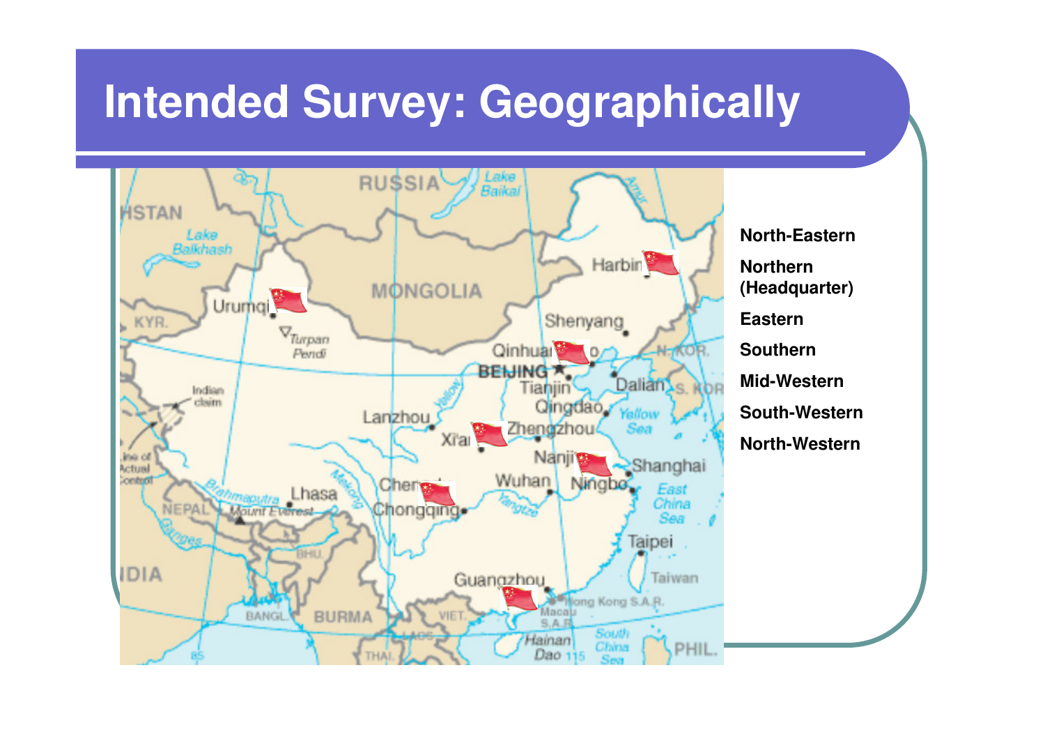# Intended Survey: Geographically

North-Eastern

Northern (Headquarter)

Eastern

Southern

Mid-Western

South-Western

North-Western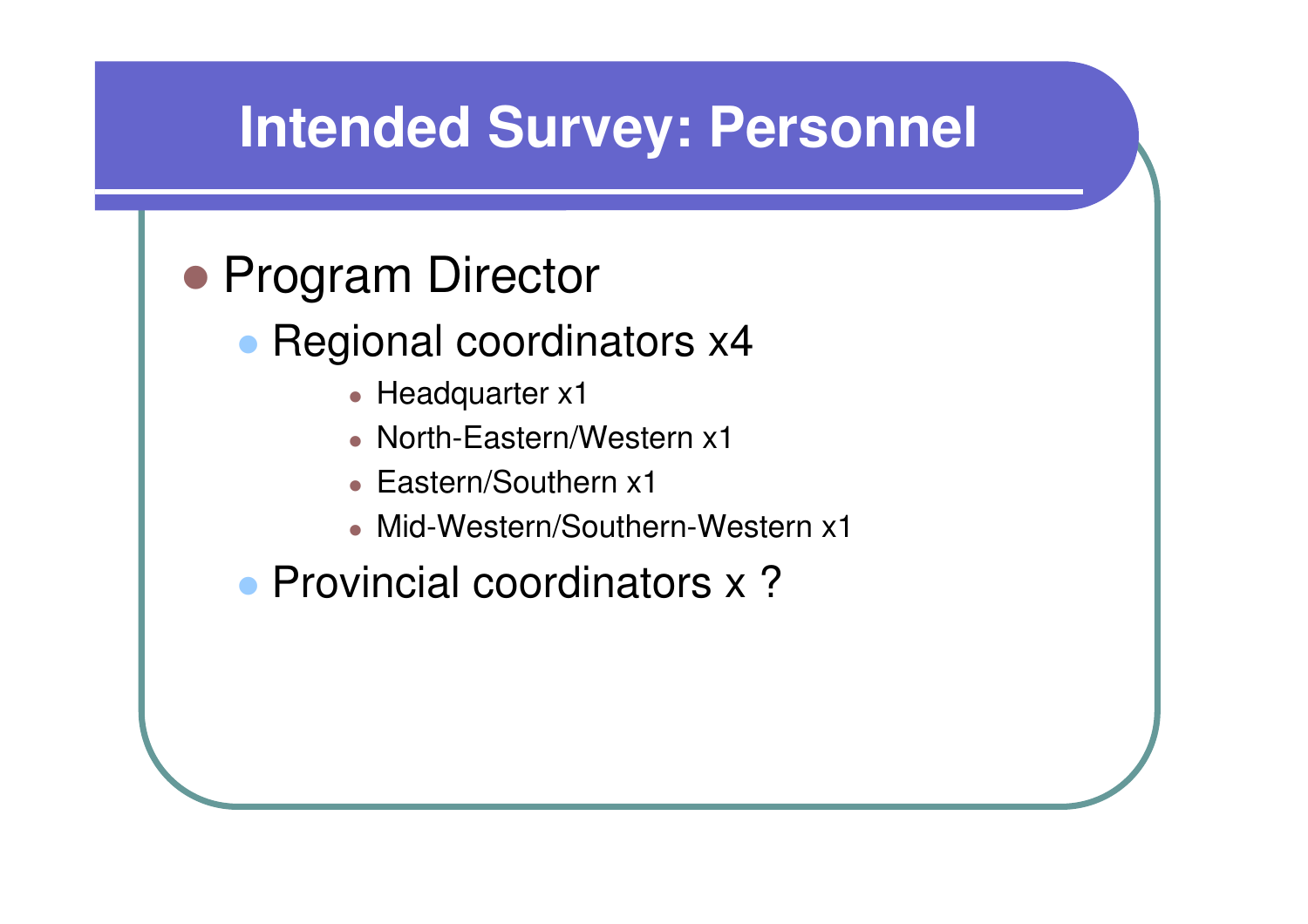# Intended Survey: Personnel

- Program Director
  - Regional coordinators x4
    - Headquarter x1
    - North-Eastern/Western x1
    - Eastern/Southern x1
    - Mid-Western/Southern-Western x1
  - Provincial coordinators x ?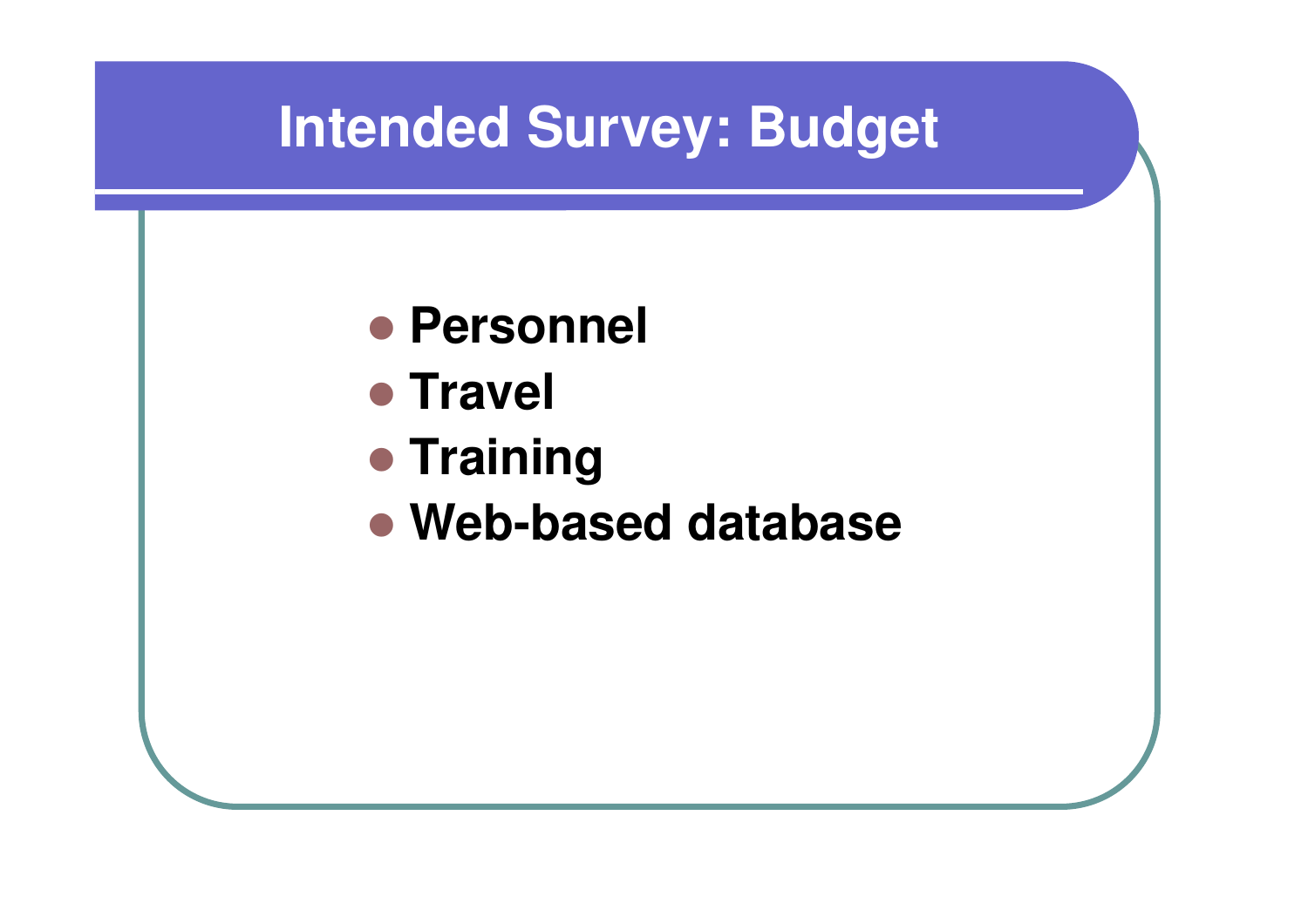# Intended Survey: Budget

- Personnel
- Travel
- Training
- Web-based database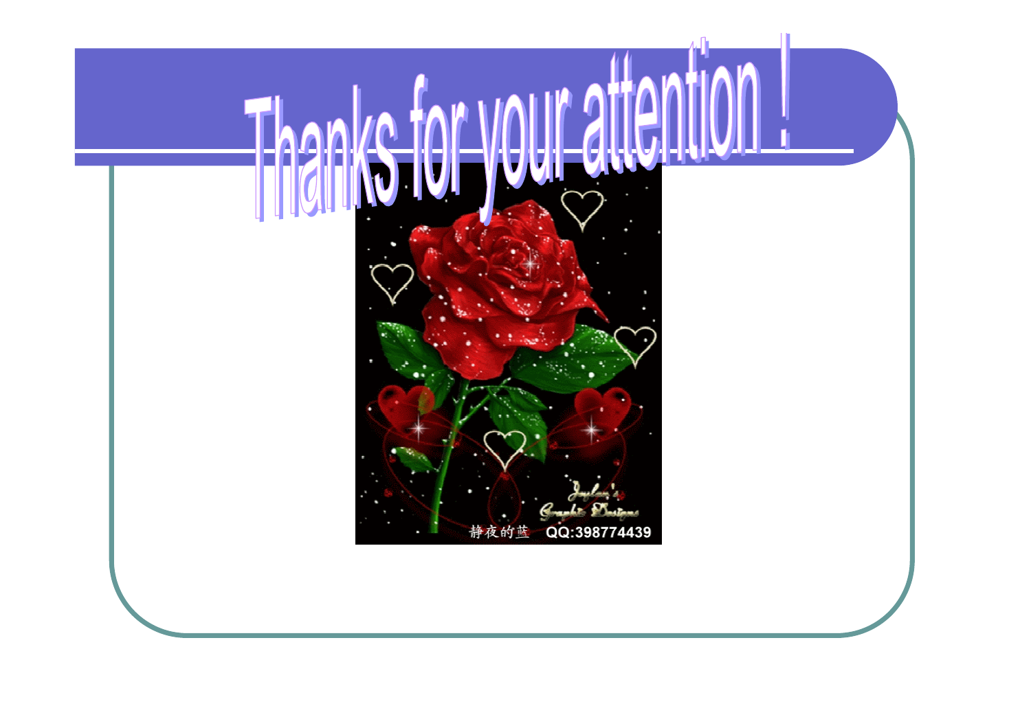# Thanks for your attention！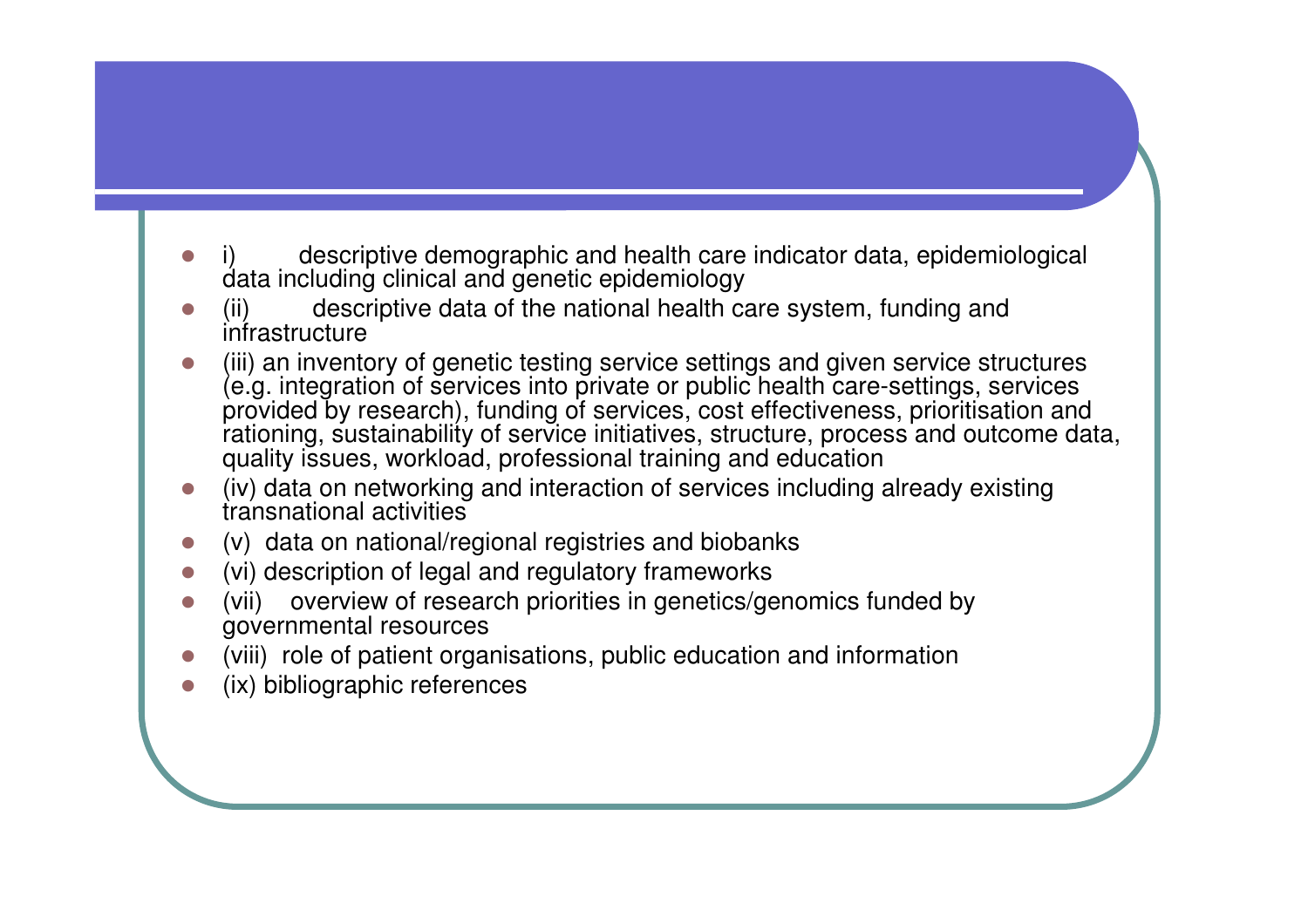- i) descriptive demographic and health care indicator data, epidemiological data including clinical and genetic epidemiology
- (ii) descriptive data of the national health care system, funding and infrastructure
- (iii) an inventory of genetic testing service settings and given service structures (e.g. integration of services into private or public health care-settings, services provided by research), funding of services, cost effectiveness, prioritisation and rationing, sustainability of service initiatives, structure, process and outcome data, quality issues, workload, professional training and education
- (iv) data on networking and interaction of services including already existing transnational activities
- (v) data on national/regional registries and biobanks
- (vi) description of legal and regulatory frameworks
- (vii) overview of research priorities in genetics/genomics funded by governmental resources
- (viii) role of patient organisations, public education and information
- (ix) bibliographic references